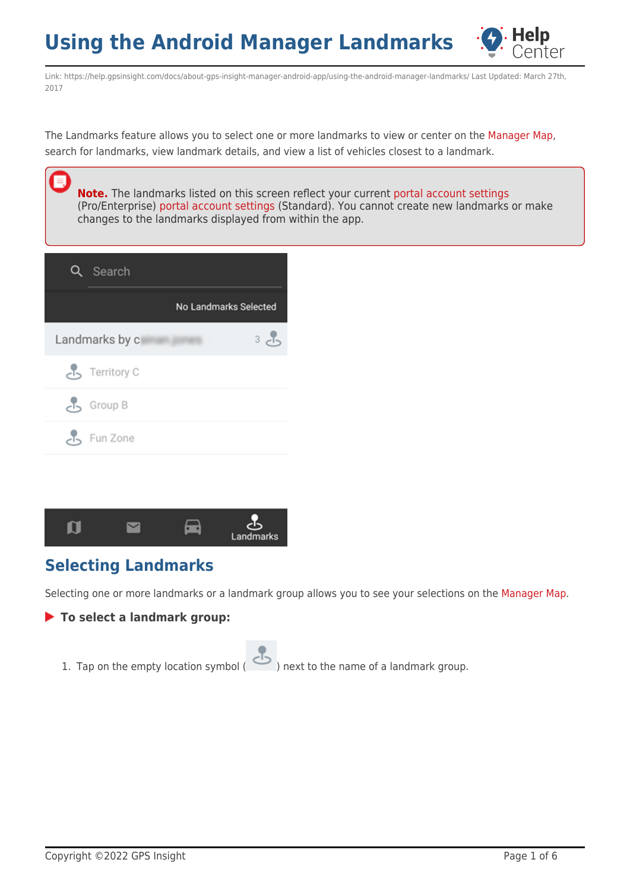# Using the Android Manager Landmarks

Link: https://help.gpsinsight.com/docs/about-gps-insight-manager-android-app/using-the-android-manager-landmarks/ Last Updated: March 27th, 2017

The Landmarks feature allows you to select one or more landmarks to view or center on the Manager Map, search for landmarks, view landmark details, and view a list of vehicles closest to a landmark.

> **Note.** The landmarks listed on this screen reflect your current portal account settings (Pro/Enterprise) portal account settings (Standard). You cannot create new landmarks or make changes to the landmarks displayed from within the app.

## Selecting Landmarks

Selecting one or more landmarks or a landmark group allows you to see your selections on the Manager Map.

### To select a landmark group:

1. Tap on the empty location symbol ( ) next to the name of a landmark group.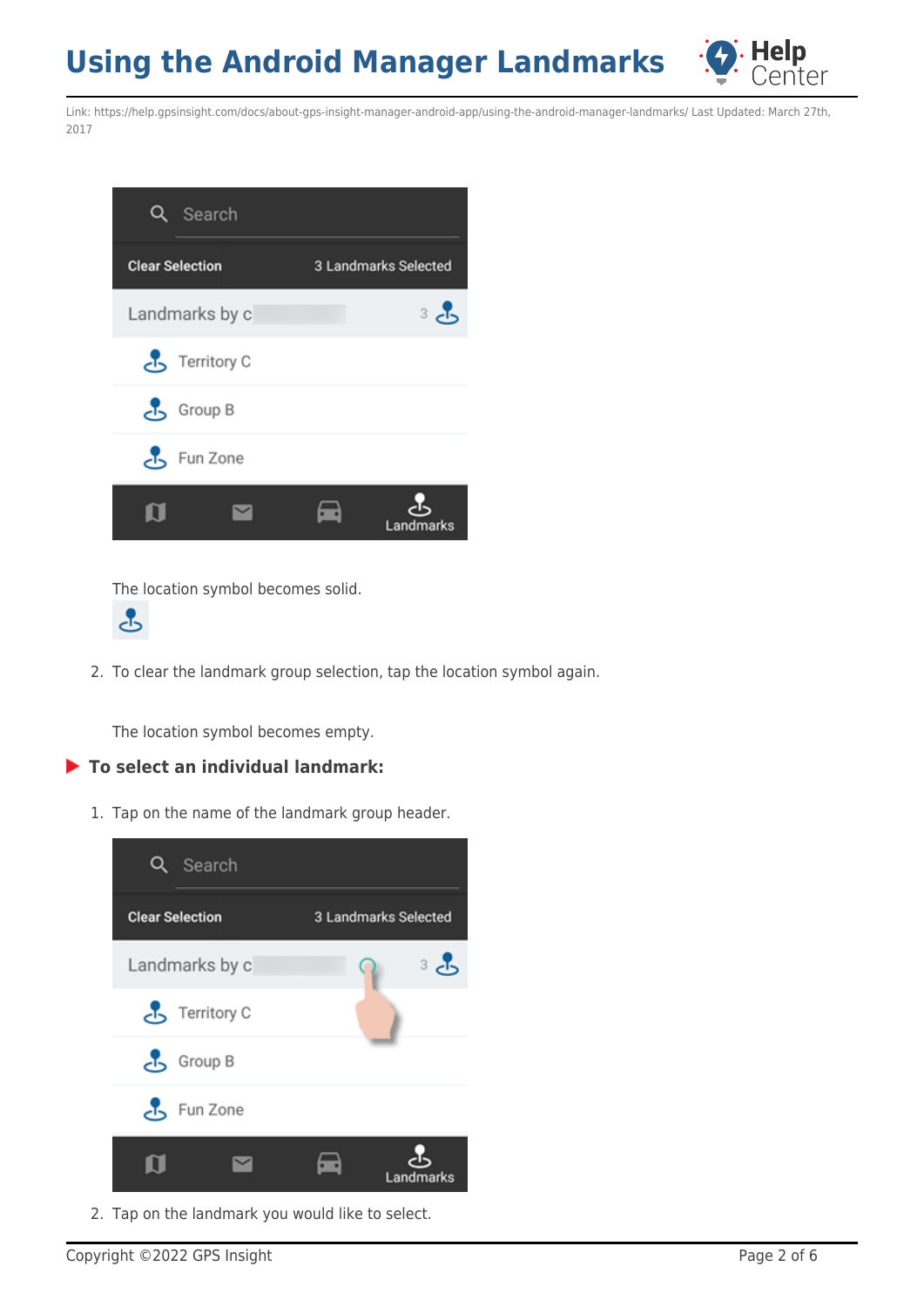Link: https://help.gpsinsight.com/docs/about-gps-insight-manager-android-app/using-the-android-manager-landmarks/ Last Updated: March 27th, 2017

The location symbol becomes solid.

2. To clear the landmark group selection, tap the location symbol again.

   The location symbol becomes empty.

### To select an individual landmark:

1. Tap on the name of the landmark group header.
2. Tap on the landmark you would like to select.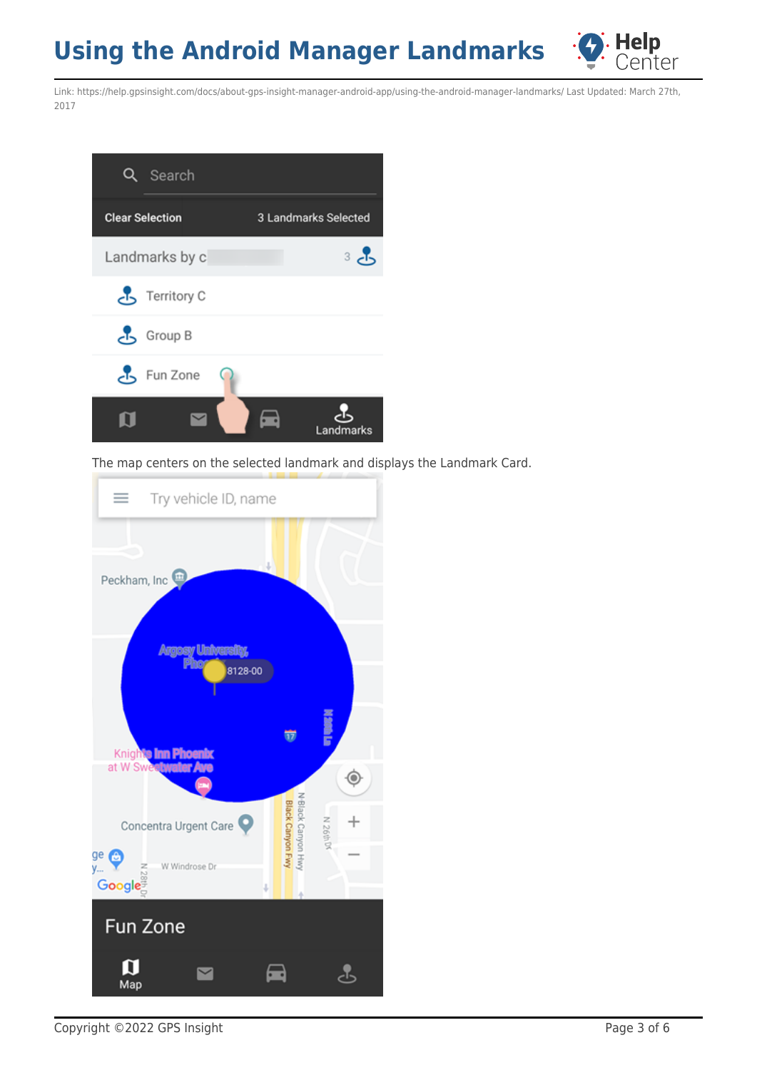The map centers on the selected landmark and displays the Landmark Card.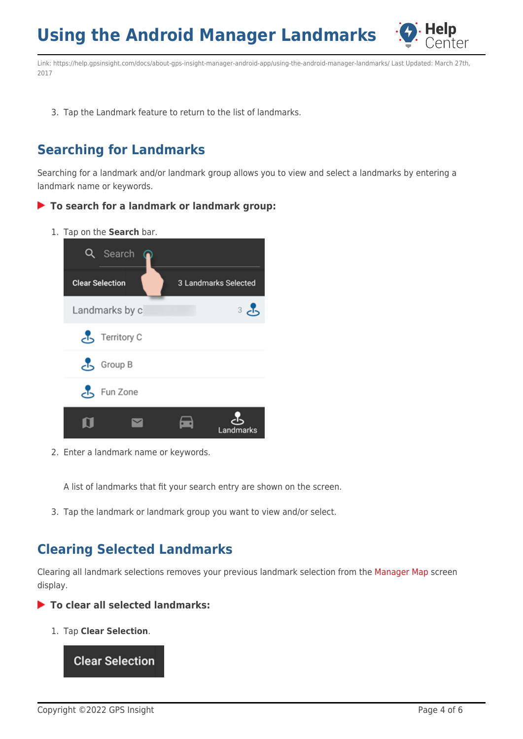3. Tap the Landmark feature to return to the list of landmarks.

## Searching for Landmarks

Searching for a landmark and/or landmark group allows you to view and select a landmarks by entering a landmark name or keywords.

### To search for a landmark or landmark group:

1. Tap on the **Search** bar.
2. Enter a landmark name or keywords.

   A list of landmarks that fit your search entry are shown on the screen.
3. Tap the landmark or landmark group you want to view and/or select.

## Clearing Selected Landmarks

Clearing all landmark selections removes your previous landmark selection from the Manager Map screen display.

### To clear all selected landmarks:

1. Tap **Clear Selection**.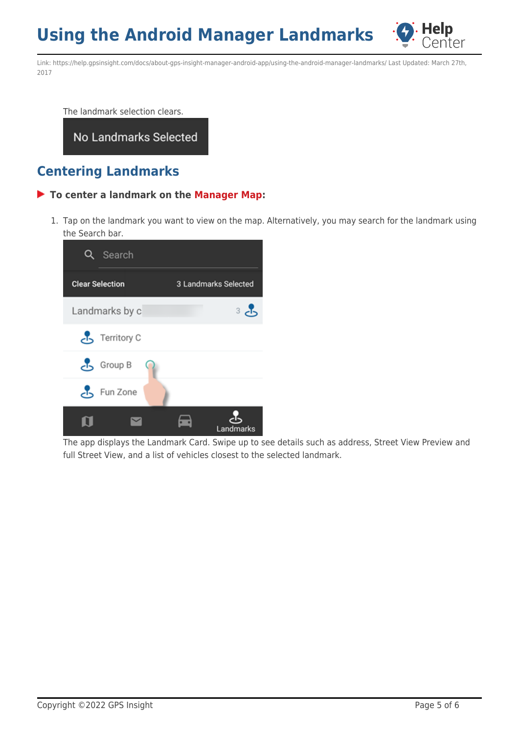The landmark selection clears.

## Centering Landmarks

**To center a landmark on the Manager Map:**

1. Tap on the landmark you want to view on the map. Alternatively, you may search for the landmark using the Search bar.

   The app displays the Landmark Card. Swipe up to see details such as address, Street View Preview and full Street View, and a list of vehicles closest to the selected landmark.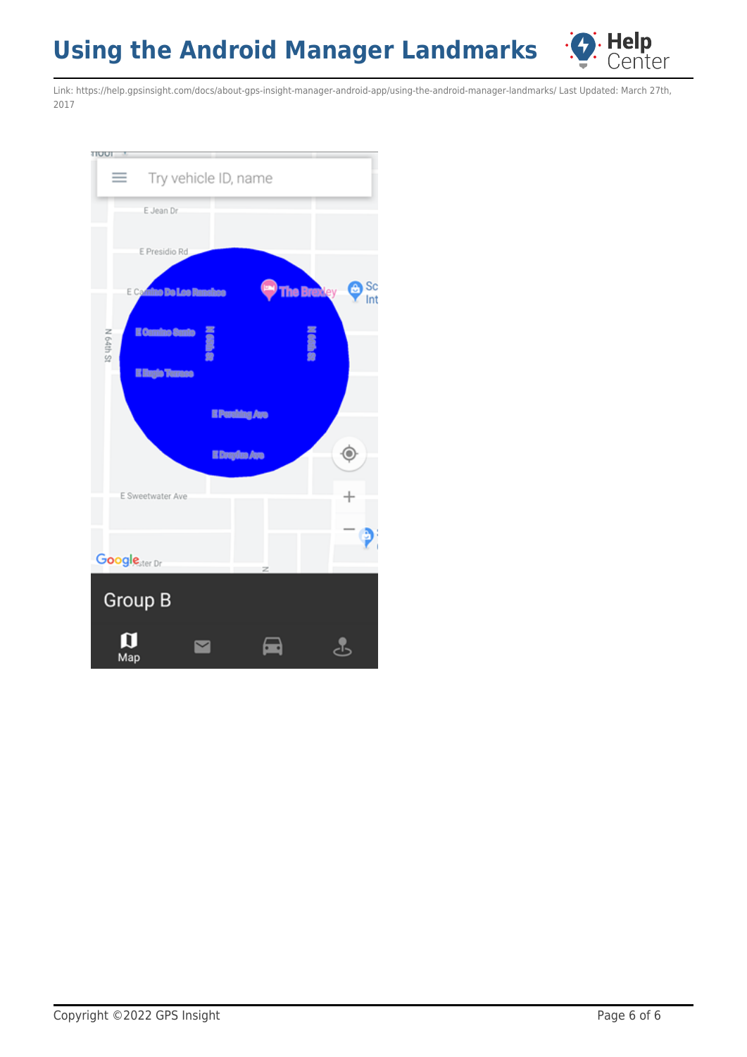Try vehicle ID, name

E Jean Dr

E Presidio Rd

E Camino De Los Ranchos

The Brexley

E Sweetwater Ave

Group B

Map